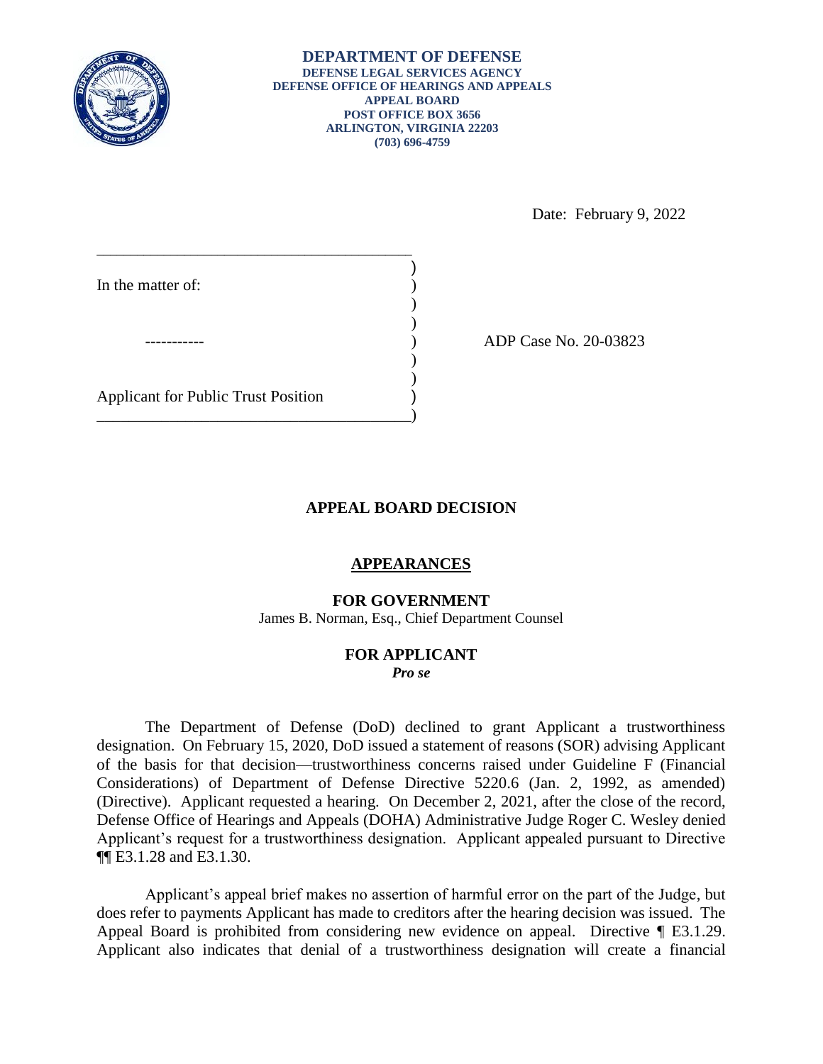**DEPARTMENT OF DEFENSE**
**DEFENSE LEGAL SERVICES AGENCY**
**DEFENSE OFFICE OF HEARINGS AND APPEALS**
**APPEAL BOARD**
**POST OFFICE BOX 3656**
**ARLINGTON, VIRGINIA 22203**
**(703) 696-4759**

Date: February 9, 2022

In the matter of:

-----------

Applicant for Public Trust Position

ADP Case No. 20-03823

## APPEAL BOARD DECISION

### APPEARANCES

**FOR GOVERNMENT**
James B. Norman, Esq., Chief Department Counsel

**FOR APPLICANT**
*Pro se*

The Department of Defense (DoD) declined to grant Applicant a trustworthiness designation. On February 15, 2020, DoD issued a statement of reasons (SOR) advising Applicant of the basis for that decision—trustworthiness concerns raised under Guideline F (Financial Considerations) of Department of Defense Directive 5220.6 (Jan. 2, 1992, as amended) (Directive). Applicant requested a hearing. On December 2, 2021, after the close of the record, Defense Office of Hearings and Appeals (DOHA) Administrative Judge Roger C. Wesley denied Applicant's request for a trustworthiness designation. Applicant appealed pursuant to Directive ¶¶ E3.1.28 and E3.1.30.

Applicant's appeal brief makes no assertion of harmful error on the part of the Judge, but does refer to payments Applicant has made to creditors after the hearing decision was issued. The Appeal Board is prohibited from considering new evidence on appeal. Directive ¶ E3.1.29. Applicant also indicates that denial of a trustworthiness designation will create a financial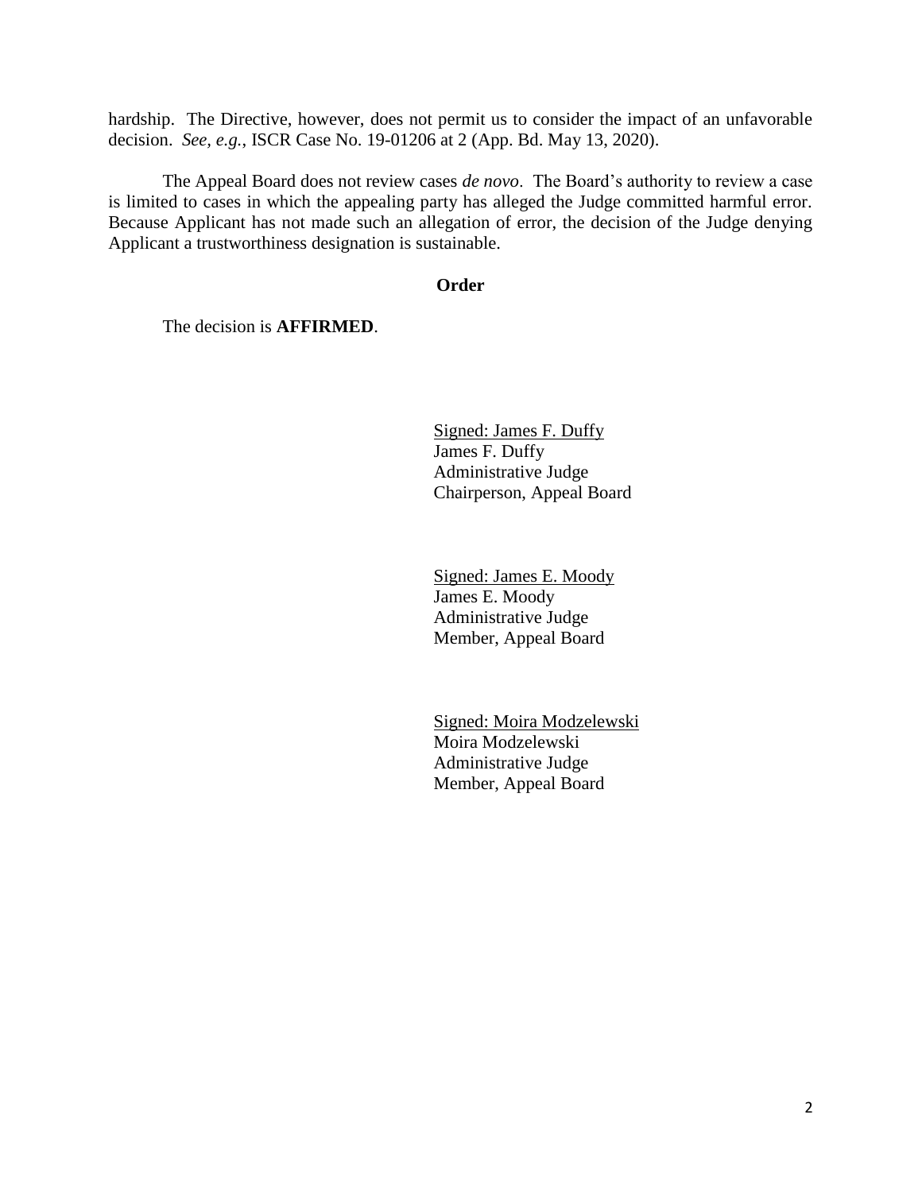hardship. The Directive, however, does not permit us to consider the impact of an unfavorable decision. *See, e.g.*, ISCR Case No. 19-01206 at 2 (App. Bd. May 13, 2020).

The Appeal Board does not review cases *de novo*. The Board's authority to review a case is limited to cases in which the appealing party has alleged the Judge committed harmful error. Because Applicant has not made such an allegation of error, the decision of the Judge denying Applicant a trustworthiness designation is sustainable.

## Order

The decision is **AFFIRMED**.

Signed: James F. Duffy
James F. Duffy
Administrative Judge
Chairperson, Appeal Board

Signed: James E. Moody
James E. Moody
Administrative Judge
Member, Appeal Board

Signed: Moira Modzelewski
Moira Modzelewski
Administrative Judge
Member, Appeal Board